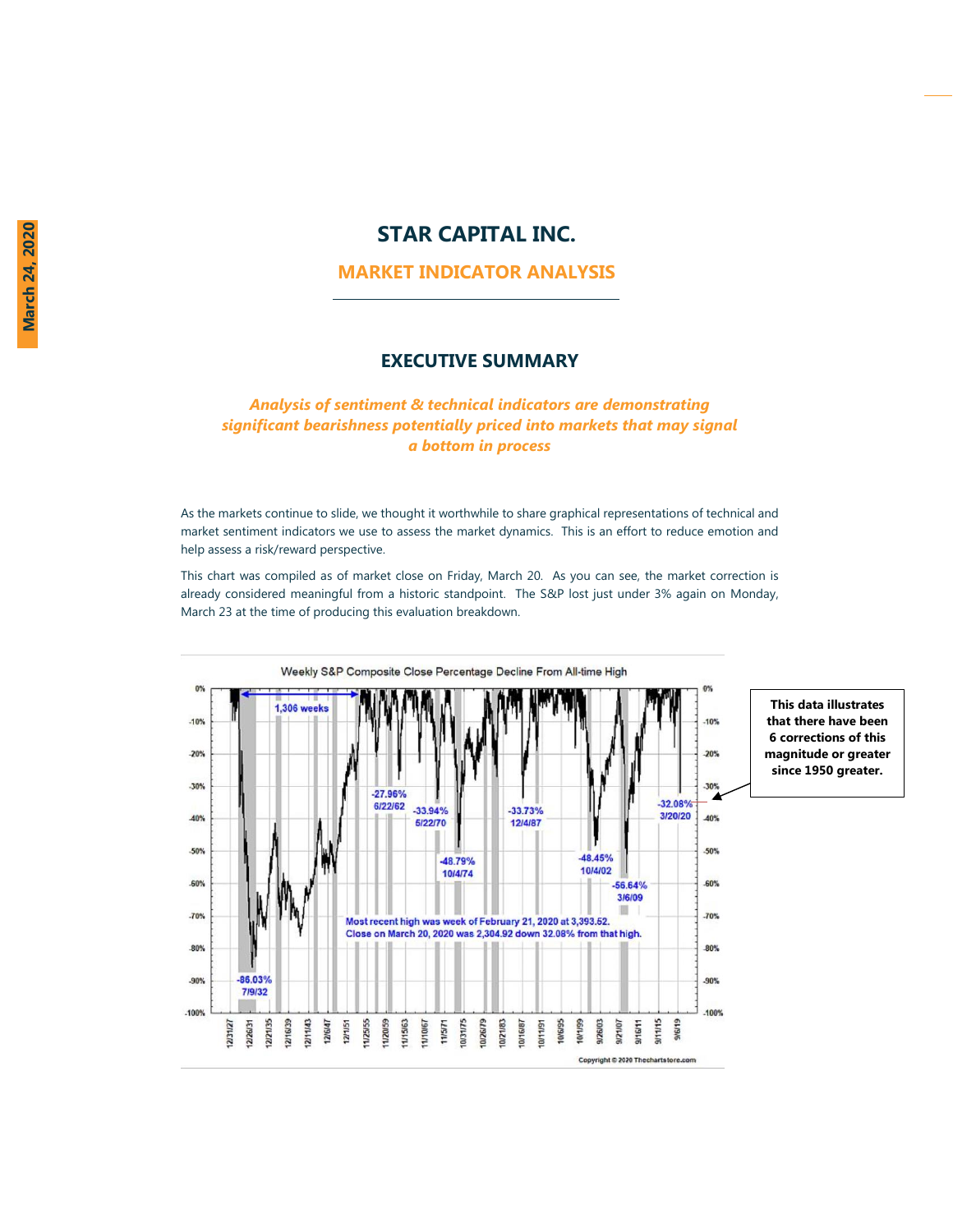# STAR CAPITAL INC.

## MARKET INDICATOR ANALYSIS

March 24, 2020

### EXECUTIVE SUMMARY

***Analysis of sentiment & technical indicators are demonstrating significant bearishness potentially priced into markets that may signal a bottom in process***

As the markets continue to slide, we thought it worthwhile to share graphical representations of technical and market sentiment indicators we use to assess the market dynamics. This is an effort to reduce emotion and help assess a risk/reward perspective.

This chart was compiled as of market close on Friday, March 20. As you can see, the market correction is already considered meaningful from a historic standpoint. The S&P lost just under 3% again on Monday, March 23 at the time of producing this evaluation breakdown.

Weekly S&P Composite Close Percentage Decline From All-time High

1,306 weeks

-86.03% 7/9/32 | -27.96% 6/22/62 | -33.94% 5/22/70 | -48.79% 10/4/74 | -33.73% 12/4/87 | -48.45% 10/4/02 | -56.64% 3/6/09 | -32.08% 3/20/20

Most recent high was week of February 21, 2020 at 3,393.52. Close on March 20, 2020 was 2,304.92 down 32.08% from that high.

Copyright © 2020 Thechartstore.com

**This data illustrates that there have been 6 corrections of this magnitude or greater since 1950 greater.**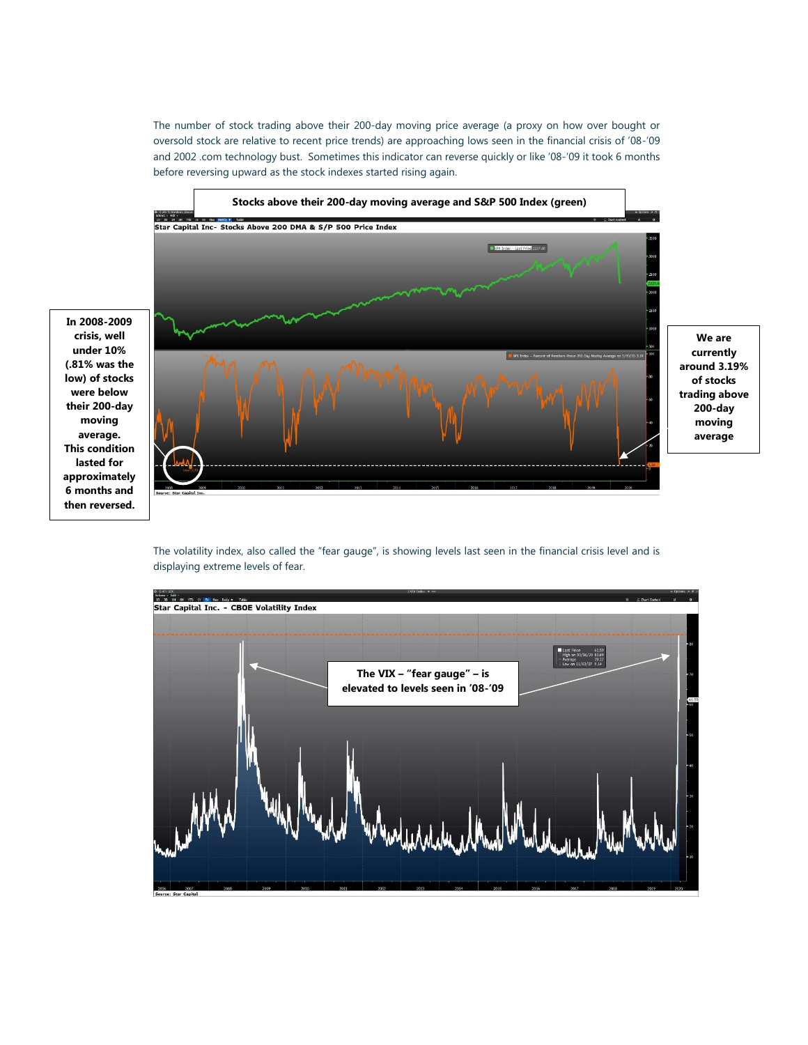The number of stock trading above their 200-day moving price average (a proxy on how over bought or oversold stock are relative to recent price trends) are approaching lows seen in the financial crisis of '08-'09 and 2002 .com technology bust. Sometimes this indicator can reverse quickly or like '08-'09 it took 6 months before reversing upward as the stock indexes started rising again.

**Stocks above their 200-day moving average and S&P 500 Index (green)**

**In 2008-2009 crisis, well under 10% (.81% was the low) of stocks were below their 200-day moving average. This condition lasted for approximately 6 months and then reversed.**

**We are currently around 3.19% of stocks trading above 200-day moving average**

The volatility index, also called the "fear gauge", is showing levels last seen in the financial crisis level and is displaying extreme levels of fear.

**The VIX – "fear gauge" – is elevated to levels seen in '08-'09**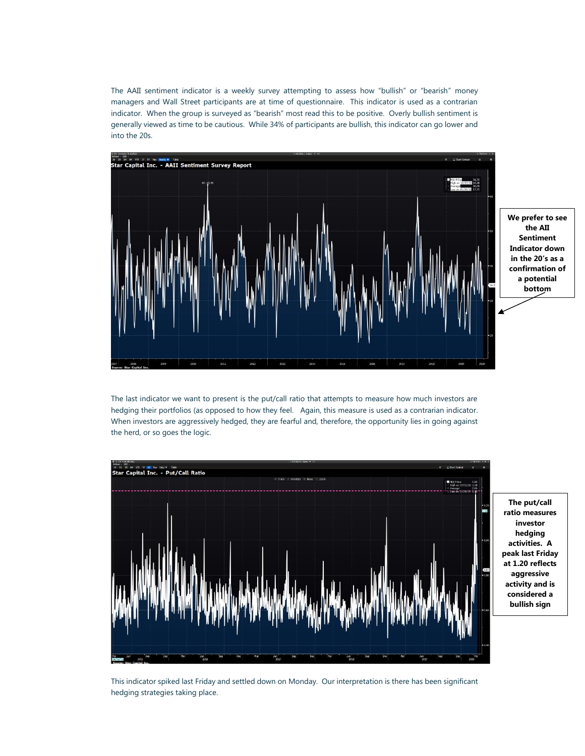The AAII sentiment indicator is a weekly survey attempting to assess how "bullish" or "bearish" money managers and Wall Street participants are at time of questionnaire. This indicator is used as a contrarian indicator. When the group is surveyed as "bearish" most read this to be positive. Overly bullish sentiment is generally viewed as time to be cautious. While 34% of participants are bullish, this indicator can go lower and into the 20s.

**We prefer to see the AII Sentiment Indicator down in the 20's as a confirmation of a potential bottom**

The last indicator we want to present is the put/call ratio that attempts to measure how much investors are hedging their portfolios (as opposed to how they feel. Again, this measure is used as a contrarian indicator. When investors are aggressively hedged, they are fearful and, therefore, the opportunity lies in going against the herd, or so goes the logic.

**The put/call ratio measures investor hedging activities. A peak last Friday at 1.20 reflects aggressive activity and is considered a bullish sign**

This indicator spiked last Friday and settled down on Monday. Our interpretation is there has been significant hedging strategies taking place.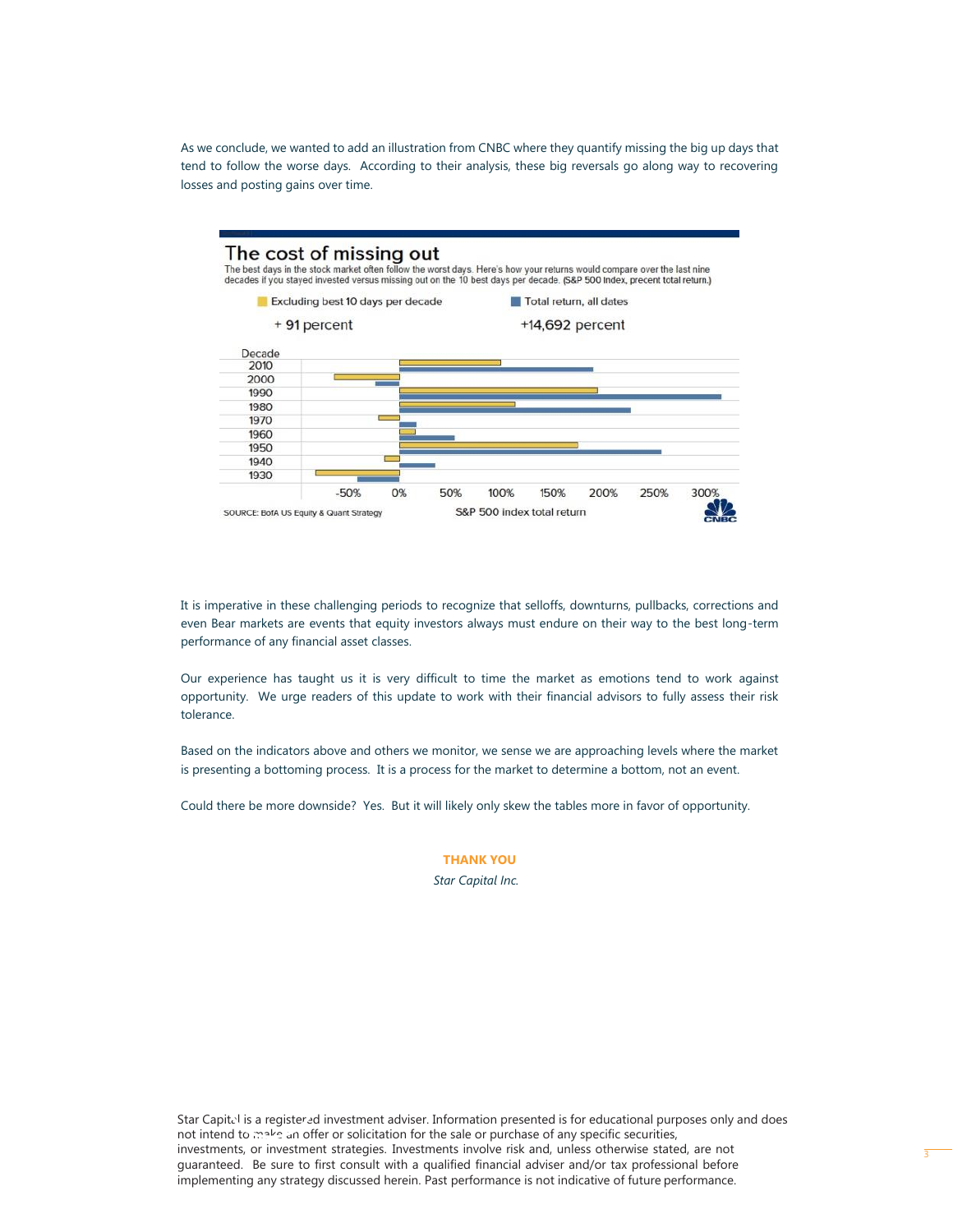As we conclude, we wanted to add an illustration from CNBC where they quantify missing the big up days that tend to follow the worse days. According to their analysis, these big reversals go along way to recovering losses and posting gains over time.

**The cost of missing out**

The best days in the stock market often follow the worst days. Here's how your returns would compare over the last nine decades if you stayed invested versus missing out on the 10 best days per decade. (S&P 500 Index, precent total return.)

Excluding best 10 days per decade

+ 91 percent

Total return, all dates

+14,692 percent

Decade

2010

2000

1990

1980

1970

1960

1950

1940

1930

-50% 0% 50% 100% 150% 200% 250% 300%

SOURCE: BofA US Equity & Quant Strategy

S&P 500 index total return

CNBC

It is imperative in these challenging periods to recognize that selloffs, downturns, pullbacks, corrections and even Bear markets are events that equity investors always must endure on their way to the best long-term performance of any financial asset classes.

Our experience has taught us it is very difficult to time the market as emotions tend to work against opportunity. We urge readers of this update to work with their financial advisors to fully assess their risk tolerance.

Based on the indicators above and others we monitor, we sense we are approaching levels where the market is presenting a bottoming process. It is a process for the market to determine a bottom, not an event.

Could there be more downside? Yes. But it will likely only skew the tables more in favor of opportunity.

**THANK YOU**

*Star Capital Inc.*

Star Capital is a registered investment adviser. Information presented is for educational purposes only and does not intend to make an offer or solicitation for the sale or purchase of any specific securities, investments, or investment strategies. Investments involve risk and, unless otherwise stated, are not guaranteed. Be sure to first consult with a qualified financial adviser and/or tax professional before implementing any strategy discussed herein. Past performance is not indicative of future performance.